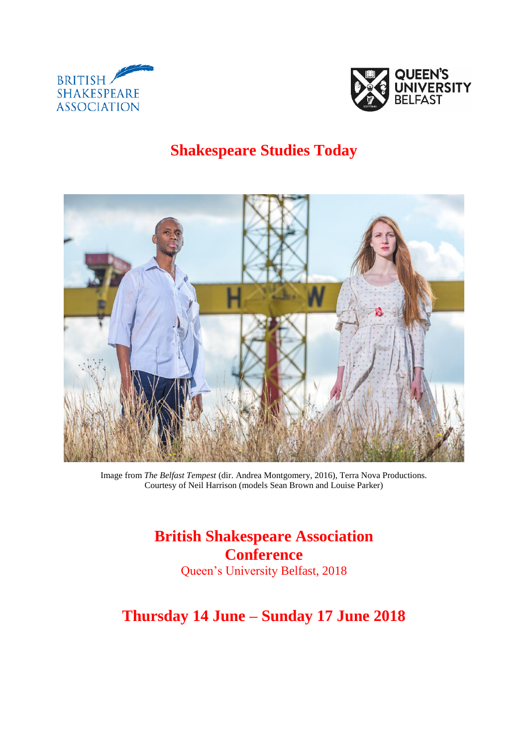# Shakespeare Studies Today

Image from *The Belfast Tempest* (dir. Andrea Montgomery, 2016), Terra Nova Productions.
Courtesy of Neil Harrison (models Sean Brown and Louise Parker)

## British Shakespeare Association Conference

Queen's University Belfast, 2018

## Thursday 14 June – Sunday 17 June 2018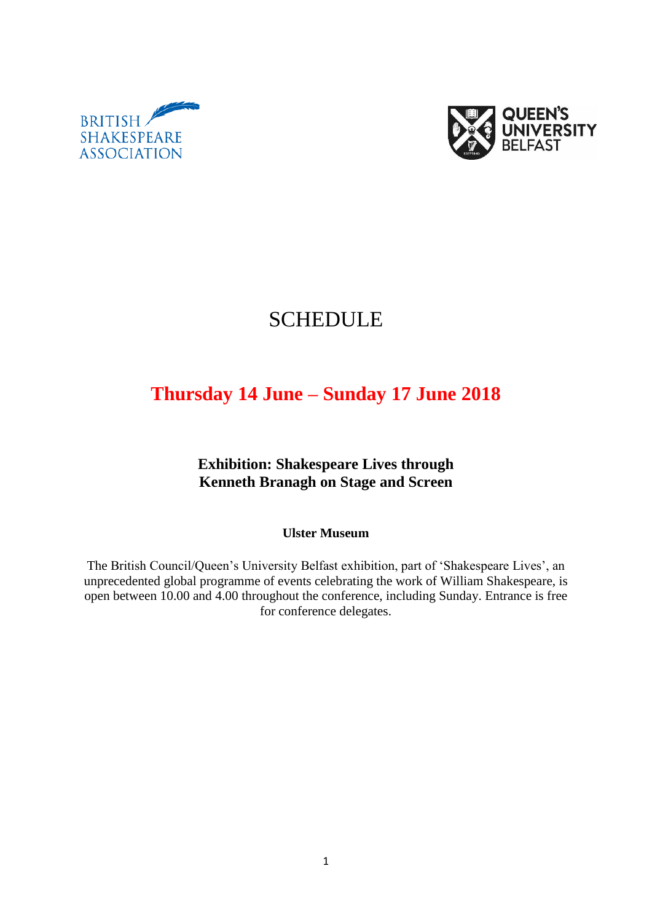# SCHEDULE

## Thursday 14 June – Sunday 17 June 2018

### Exhibition: Shakespeare Lives through Kenneth Branagh on Stage and Screen

**Ulster Museum**

The British Council/Queen's University Belfast exhibition, part of 'Shakespeare Lives', an unprecedented global programme of events celebrating the work of William Shakespeare, is open between 10.00 and 4.00 throughout the conference, including Sunday. Entrance is free for conference delegates.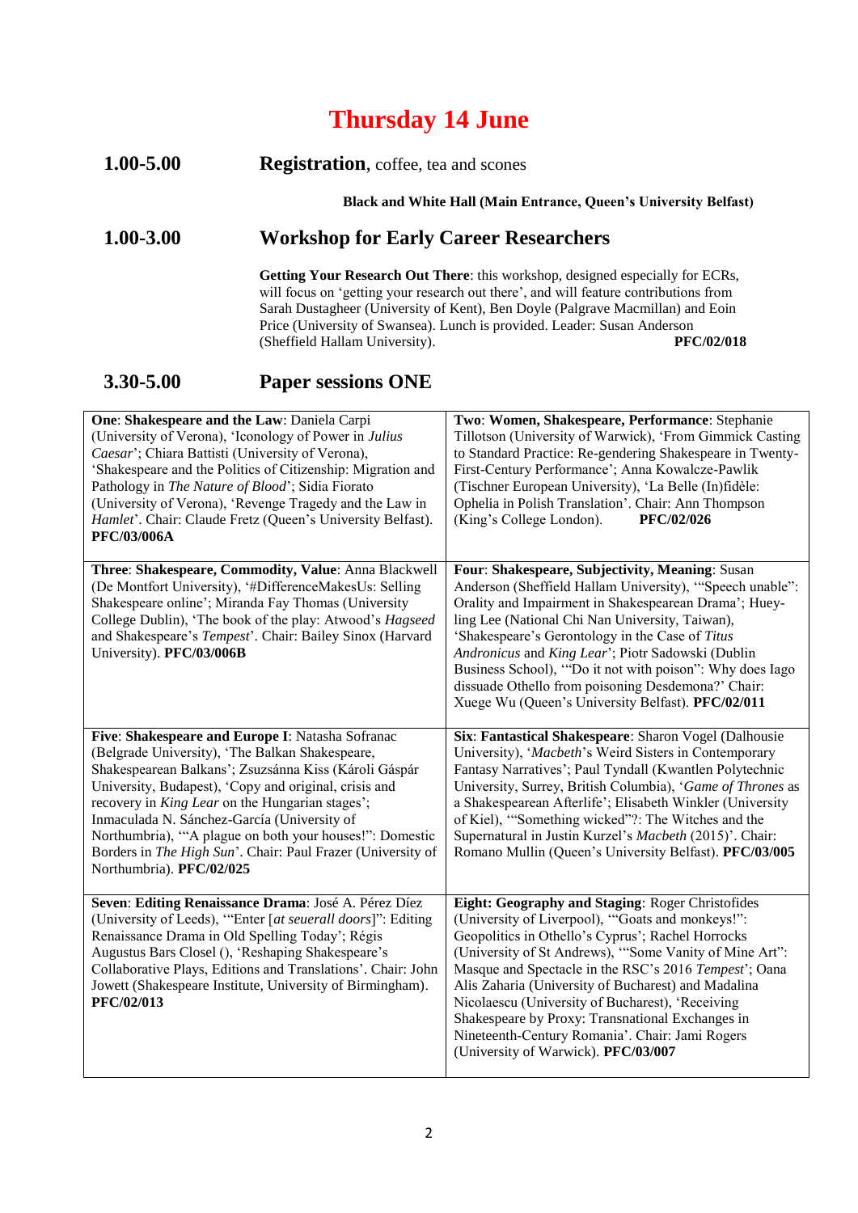# Thursday 14 June

**1.00-5.00** **Registration**, coffee, tea and scones

**Black and White Hall (Main Entrance, Queen's University Belfast)**

## 1.00-3.00 Workshop for Early Career Researchers

**Getting Your Research Out There**: this workshop, designed especially for ECRs, will focus on 'getting your research out there', and will feature contributions from Sarah Dustagheer (University of Kent), Ben Doyle (Palgrave Macmillan) and Eoin Price (University of Swansea). Lunch is provided. Leader: Susan Anderson (Sheffield Hallam University). **PFC/02/018**

## 3.30-5.00 Paper sessions ONE

| | |
|---|---|
| **One**: **Shakespeare and the Law**: Daniela Carpi (University of Verona), 'Iconology of Power in *Julius Caesar*'; Chiara Battisti (University of Verona), 'Shakespeare and the Politics of Citizenship: Migration and Pathology in *The Nature of Blood*'; Sidia Fiorato (University of Verona), 'Revenge Tragedy and the Law in *Hamlet*'. Chair: Claude Fretz (Queen's University Belfast). **PFC/03/006A** | **Two**: **Women, Shakespeare, Performance**: Stephanie Tillotson (University of Warwick), 'From Gimmick Casting to Standard Practice: Re-gendering Shakespeare in Twenty-First-Century Performance'; Anna Kowalcze-Pawlik (Tischner European University), 'La Belle (In)fidèle: Ophelia in Polish Translation'. Chair: Ann Thompson (King's College London). **PFC/02/026** |
| **Three**: **Shakespeare, Commodity, Value**: Anna Blackwell (De Montfort University), '#DifferenceMakesUs: Selling Shakespeare online'; Miranda Fay Thomas (University College Dublin), 'The book of the play: Atwood's *Hagseed* and Shakespeare's *Tempest*'. Chair: Bailey Sinox (Harvard University). **PFC/03/006B** | **Four**: **Shakespeare, Subjectivity, Meaning**: Susan Anderson (Sheffield Hallam University), '"Speech unable": Orality and Impairment in Shakespearean Drama'; Huey-ling Lee (National Chi Nan University, Taiwan), 'Shakespeare's Gerontology in the Case of *Titus Andronicus* and *King Lear*'; Piotr Sadowski (Dublin Business School), '"Do it not with poison": Why does Iago dissuade Othello from poisoning Desdemona?' Chair: Xuege Wu (Queen's University Belfast). **PFC/02/011** |
| **Five**: **Shakespeare and Europe I**: Natasha Sofranac (Belgrade University), 'The Balkan Shakespeare, Shakespearean Balkans'; Zsuzsánna Kiss (Károli Gáspár University, Budapest), 'Copy and original, crisis and recovery in *King Lear* on the Hungarian stages'; Inmaculada N. Sánchez-García (University of Northumbria), '"A plague on both your houses!": Domestic Borders in *The High Sun*'. Chair: Paul Frazer (University of Northumbria). **PFC/02/025** | **Six**: **Fantastical Shakespeare**: Sharon Vogel (Dalhousie University), '*Macbeth*'s Weird Sisters in Contemporary Fantasy Narratives'; Paul Tyndall (Kwantlen Polytechnic University, Surrey, British Columbia), '*Game of Thrones* as a Shakespearean Afterlife'; Elisabeth Winkler (University of Kiel), '"Something wicked"?: The Witches and the Supernatural in Justin Kurzel's *Macbeth* (2015)'. Chair: Romano Mullin (Queen's University Belfast). **PFC/03/005** |
| **Seven**: **Editing Renaissance Drama**: José A. Pérez Díez (University of Leeds), '"Enter [*at seuerall doors*]": Editing Renaissance Drama in Old Spelling Today'; Régis Augustus Bars Closel (), 'Reshaping Shakespeare's Collaborative Plays, Editions and Translations'. Chair: John Jowett (Shakespeare Institute, University of Birmingham). **PFC/02/013** | **Eight**: **Geography and Staging**: Roger Christofides (University of Liverpool), '"Goats and monkeys!": Geopolitics in Othello's Cyprus'; Rachel Horrocks (University of St Andrews), '"Some Vanity of Mine Art": Masque and Spectacle in the RSC's 2016 *Tempest*'; Oana Alis Zaharia (University of Bucharest) and Madalina Nicolaescu (University of Bucharest), 'Receiving Shakespeare by Proxy: Transnational Exchanges in Nineteenth-Century Romania'. Chair: Jami Rogers (University of Warwick). **PFC/03/007** |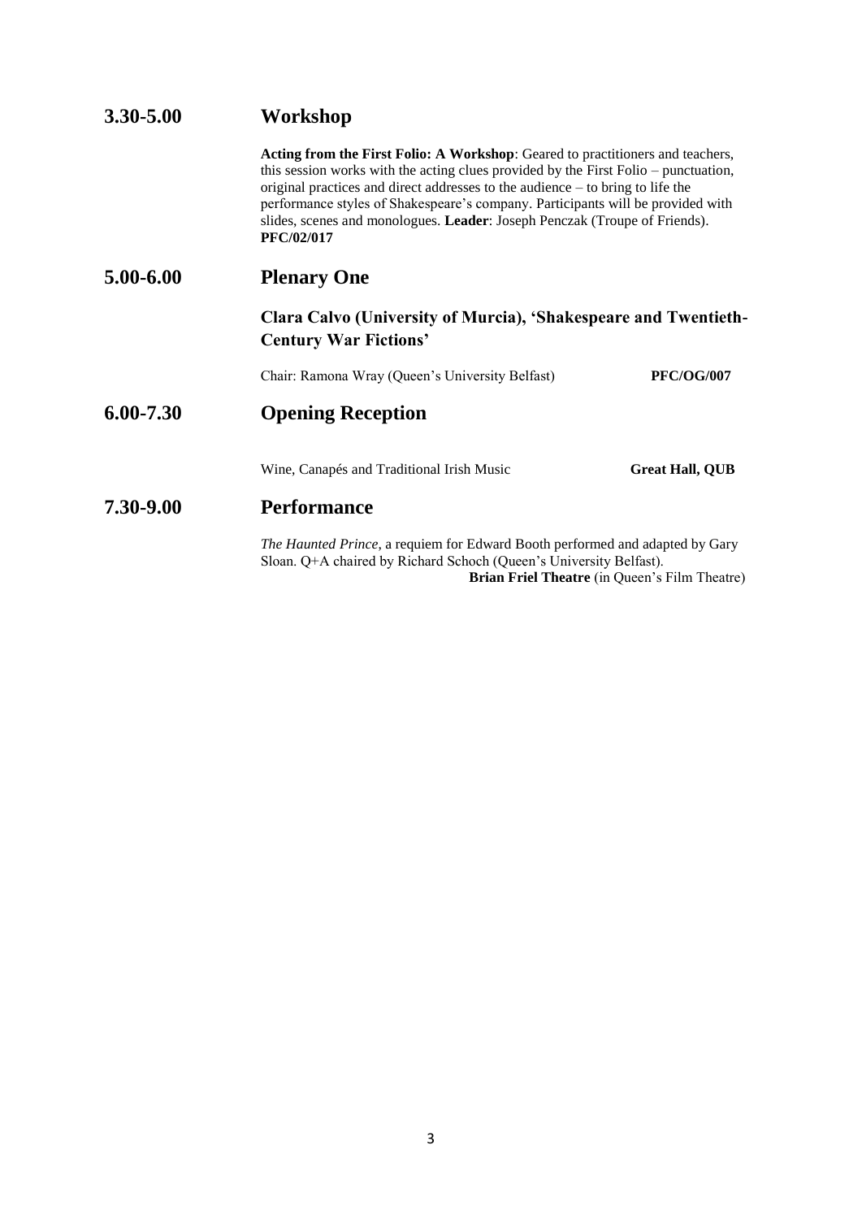## 3.30-5.00 Workshop

**Acting from the First Folio: A Workshop**: Geared to practitioners and teachers, this session works with the acting clues provided by the First Folio – punctuation, original practices and direct addresses to the audience – to bring to life the performance styles of Shakespeare's company. Participants will be provided with slides, scenes and monologues. **Leader**: Joseph Penczak (Troupe of Friends). **PFC/02/017**

## 5.00-6.00 Plenary One

### Clara Calvo (University of Murcia), 'Shakespeare and Twentieth-Century War Fictions'

Chair: Ramona Wray (Queen's University Belfast) **PFC/OG/007**

## 6.00-7.30 Opening Reception

Wine, Canapés and Traditional Irish Music **Great Hall, QUB**

## 7.30-9.00 Performance

*The Haunted Prince*, a requiem for Edward Booth performed and adapted by Gary Sloan. Q+A chaired by Richard Schoch (Queen's University Belfast).
**Brian Friel Theatre** (in Queen's Film Theatre)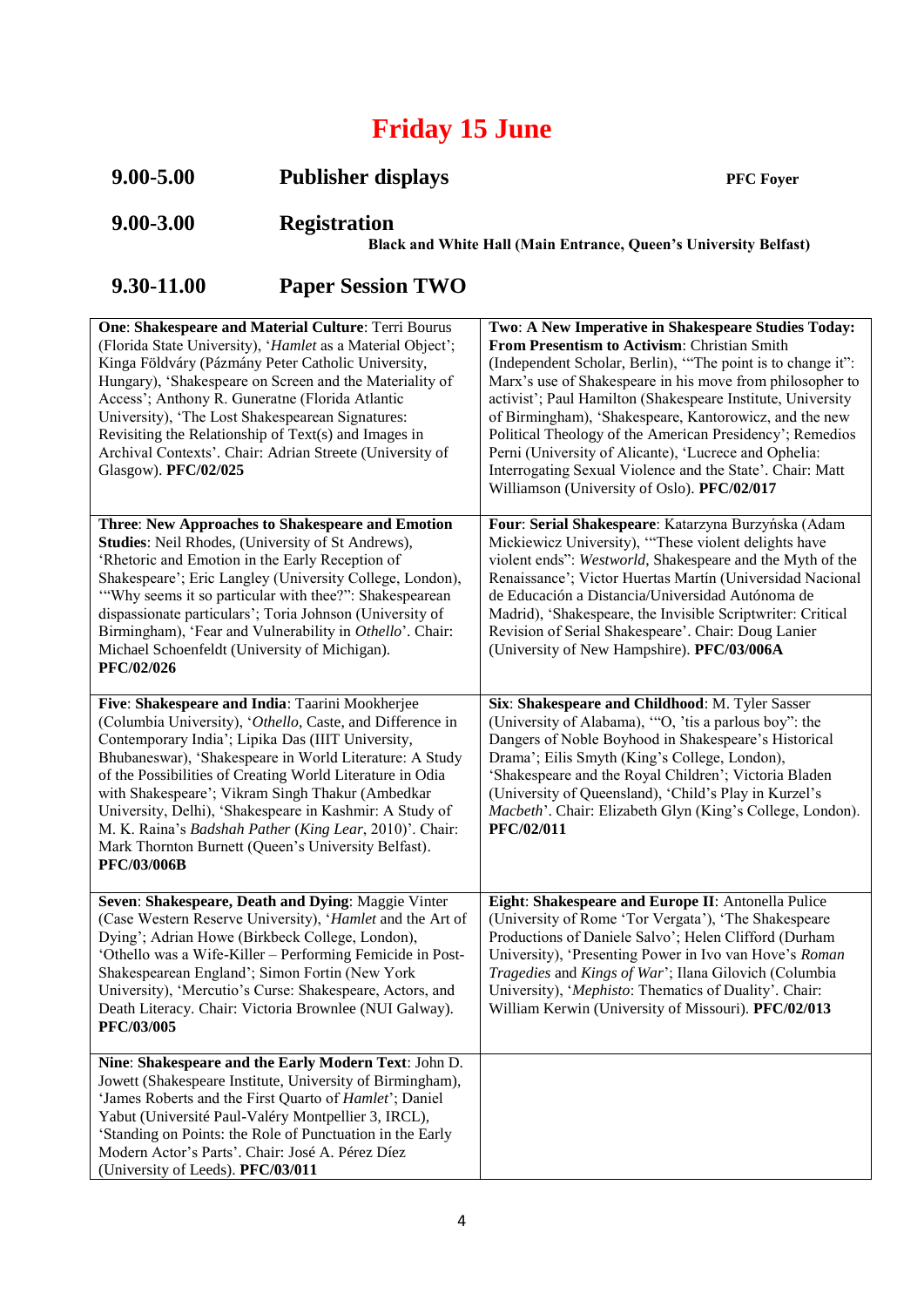# Friday 15 June

**9.00-5.00** **Publisher displays** **PFC Foyer**

**9.00-3.00** **Registration**
**Black and White Hall (Main Entrance, Queen's University Belfast)**

## 9.30-11.00 Paper Session TWO

**One**: **Shakespeare and Material Culture**: Terri Bourus (Florida State University), '*Hamlet* as a Material Object'; Kinga Földváry (Pázmány Peter Catholic University, Hungary), 'Shakespeare on Screen and the Materiality of Access'; Anthony R. Guneratne (Florida Atlantic University), 'The Lost Shakespearean Signatures: Revisiting the Relationship of Text(s) and Images in Archival Contexts'. Chair: Adrian Streete (University of Glasgow). **PFC/02/025**

**Two**: **A New Imperative in Shakespeare Studies Today: From Presentism to Activism**: Christian Smith (Independent Scholar, Berlin), '"The point is to change it": Marx's use of Shakespeare in his move from philosopher to activist'; Paul Hamilton (Shakespeare Institute, University of Birmingham), 'Shakespeare, Kantorowicz, and the new Political Theology of the American Presidency'; Remedios Perni (University of Alicante), 'Lucrece and Ophelia: Interrogating Sexual Violence and the State'. Chair: Matt Williamson (University of Oslo). **PFC/02/017**

**Three**: **New Approaches to Shakespeare and Emotion Studies**: Neil Rhodes, (University of St Andrews), 'Rhetoric and Emotion in the Early Reception of Shakespeare'; Eric Langley (University College, London), '"Why seems it so particular with thee?": Shakespearean dispassionate particulars'; Toria Johnson (University of Birmingham), 'Fear and Vulnerability in *Othello*'. Chair: Michael Schoenfeldt (University of Michigan). **PFC/02/026**

**Four**: **Serial Shakespeare**: Katarzyna Burzyńska (Adam Mickiewicz University), '"These violent delights have violent ends": *Westworld*, Shakespeare and the Myth of the Renaissance'; Victor Huertas Martín (Universidad Nacional de Educación a Distancia/Universidad Autónoma de Madrid), 'Shakespeare, the Invisible Scriptwriter: Critical Revision of Serial Shakespeare'. Chair: Doug Lanier (University of New Hampshire). **PFC/03/006A**

**Five**: **Shakespeare and India**: Taarini Mookherjee (Columbia University), '*Othello*, Caste, and Difference in Contemporary India'; Lipika Das (IIIT University, Bhubaneswar), 'Shakespeare in World Literature: A Study of the Possibilities of Creating World Literature in Odia with Shakespeare'; Vikram Singh Thakur (Ambedkar University, Delhi), 'Shakespeare in Kashmir: A Study of M. K. Raina's *Badshah Pather* (*King Lear*, 2010)'. Chair: Mark Thornton Burnett (Queen's University Belfast). **PFC/03/006B**

**Six**: **Shakespeare and Childhood**: M. Tyler Sasser (University of Alabama), '"O, 'tis a parlous boy": the Dangers of Noble Boyhood in Shakespeare's Historical Drama'; Eilis Smyth (King's College, London), 'Shakespeare and the Royal Children'; Victoria Bladen (University of Queensland), 'Child's Play in Kurzel's *Macbeth*'. Chair: Elizabeth Glyn (King's College, London). **PFC/02/011**

**Seven**: **Shakespeare, Death and Dying**: Maggie Vinter (Case Western Reserve University), '*Hamlet* and the Art of Dying'; Adrian Howe (Birkbeck College, London), 'Othello was a Wife-Killer – Performing Femicide in Post-Shakespearean England'; Simon Fortin (New York University), 'Mercutio's Curse: Shakespeare, Actors, and Death Literacy. Chair: Victoria Brownlee (NUI Galway). **PFC/03/005**

**Eight**: **Shakespeare and Europe II**: Antonella Pulice (University of Rome 'Tor Vergata'), 'The Shakespeare Productions of Daniele Salvo'; Helen Clifford (Durham University), 'Presenting Power in Ivo van Hove's *Roman Tragedies* and *Kings of War*'; Ilana Gilovich (Columbia University), '*Mephisto*: Thematics of Duality'. Chair: William Kerwin (University of Missouri). **PFC/02/013**

**Nine**: **Shakespeare and the Early Modern Text**: John D. Jowett (Shakespeare Institute, University of Birmingham), 'James Roberts and the First Quarto of *Hamlet*'; Daniel Yabut (Université Paul-Valéry Montpellier 3, IRCL), 'Standing on Points: the Role of Punctuation in the Early Modern Actor's Parts'. Chair: José A. Pérez Díez (University of Leeds). **PFC/03/011**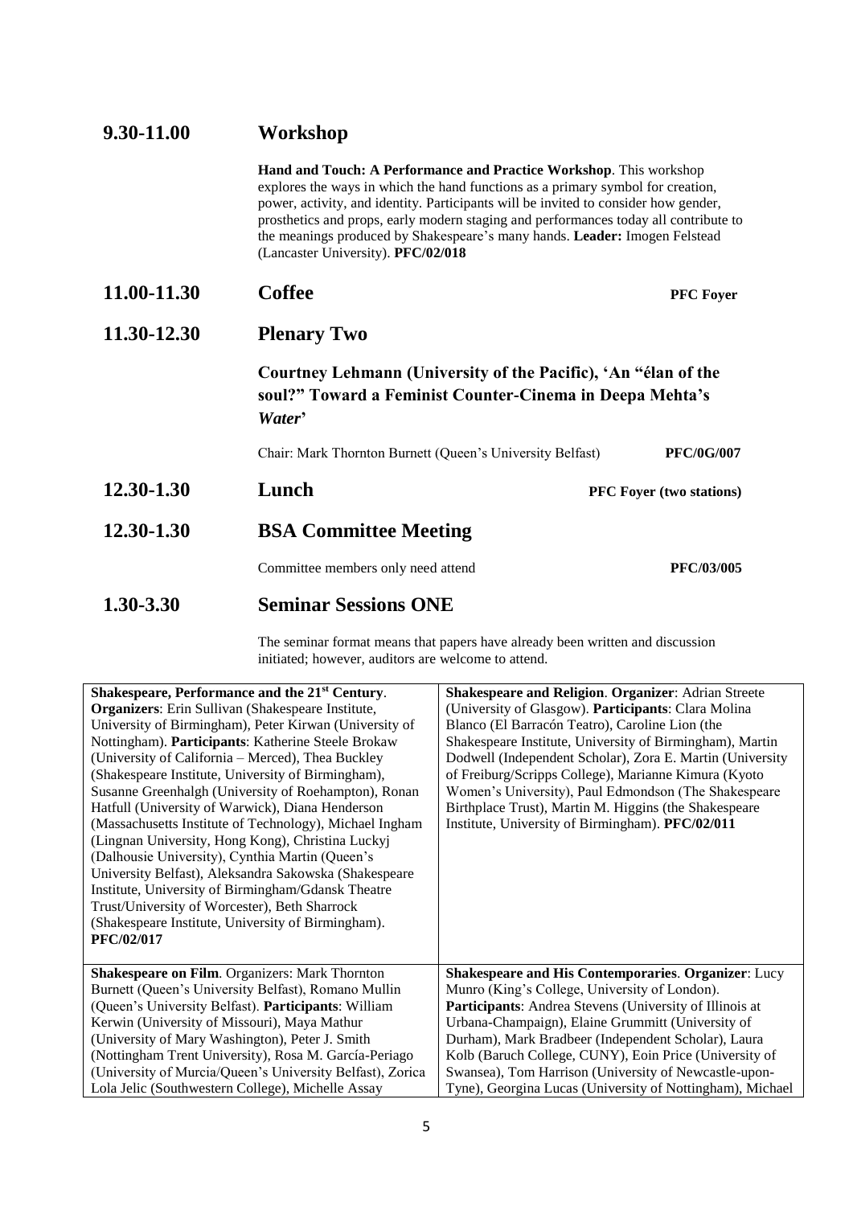## 9.30-11.00 Workshop

**Hand and Touch: A Performance and Practice Workshop**. This workshop explores the ways in which the hand functions as a primary symbol for creation, power, activity, and identity. Participants will be invited to consider how gender, prosthetics and props, early modern staging and performances today all contribute to the meanings produced by Shakespeare's many hands. **Leader:** Imogen Felstead (Lancaster University). **PFC/02/018**

## 11.00-11.30 Coffee

**PFC Foyer**

## 11.30-12.30 Plenary Two

### Courtney Lehmann (University of the Pacific), 'An "élan of the soul?" Toward a Feminist Counter-Cinema in Deepa Mehta's *Water*'

Chair: Mark Thornton Burnett (Queen's University Belfast) **PFC/0G/007**

## 12.30-1.30 Lunch

**PFC Foyer (two stations)**

## 12.30-1.30 BSA Committee Meeting

Committee members only need attend **PFC/03/005**

## 1.30-3.30 Seminar Sessions ONE

The seminar format means that papers have already been written and discussion initiated; however, auditors are welcome to attend.

**Shakespeare, Performance and the 21st Century**. **Organizers**: Erin Sullivan (Shakespeare Institute, University of Birmingham), Peter Kirwan (University of Nottingham). **Participants**: Katherine Steele Brokaw (University of California – Merced), Thea Buckley (Shakespeare Institute, University of Birmingham), Susanne Greenhalgh (University of Roehampton), Ronan Hatfull (University of Warwick), Diana Henderson (Massachusetts Institute of Technology), Michael Ingham (Lingnan University, Hong Kong), Christina Luckyj (Dalhousie University), Cynthia Martin (Queen's University Belfast), Aleksandra Sakowska (Shakespeare Institute, University of Birmingham/Gdansk Theatre Trust/University of Worcester), Beth Sharrock (Shakespeare Institute, University of Birmingham). **PFC/02/017**

**Shakespeare and Religion**. **Organizer**: Adrian Streete (University of Glasgow). **Participants**: Clara Molina Blanco (El Barracón Teatro), Caroline Lion (the Shakespeare Institute, University of Birmingham), Martin Dodwell (Independent Scholar), Zora E. Martin (University of Freiburg/Scripps College), Marianne Kimura (Kyoto Women's University), Paul Edmondson (The Shakespeare Birthplace Trust), Martin M. Higgins (the Shakespeare Institute, University of Birmingham). **PFC/02/011**

**Shakespeare on Film**. Organizers: Mark Thornton Burnett (Queen's University Belfast), Romano Mullin (Queen's University Belfast). **Participants**: William Kerwin (University of Missouri), Maya Mathur (University of Mary Washington), Peter J. Smith (Nottingham Trent University), Rosa M. García-Periago (University of Murcia/Queen's University Belfast), Zorica Lola Jelic (Southwestern College), Michelle Assay

**Shakespeare and His Contemporaries**. **Organizer**: Lucy Munro (King's College, University of London). **Participants**: Andrea Stevens (University of Illinois at Urbana-Champaign), Elaine Grummitt (University of Durham), Mark Bradbeer (Independent Scholar), Laura Kolb (Baruch College, CUNY), Eoin Price (University of Swansea), Tom Harrison (University of Newcastle-upon-Tyne), Georgina Lucas (University of Nottingham), Michael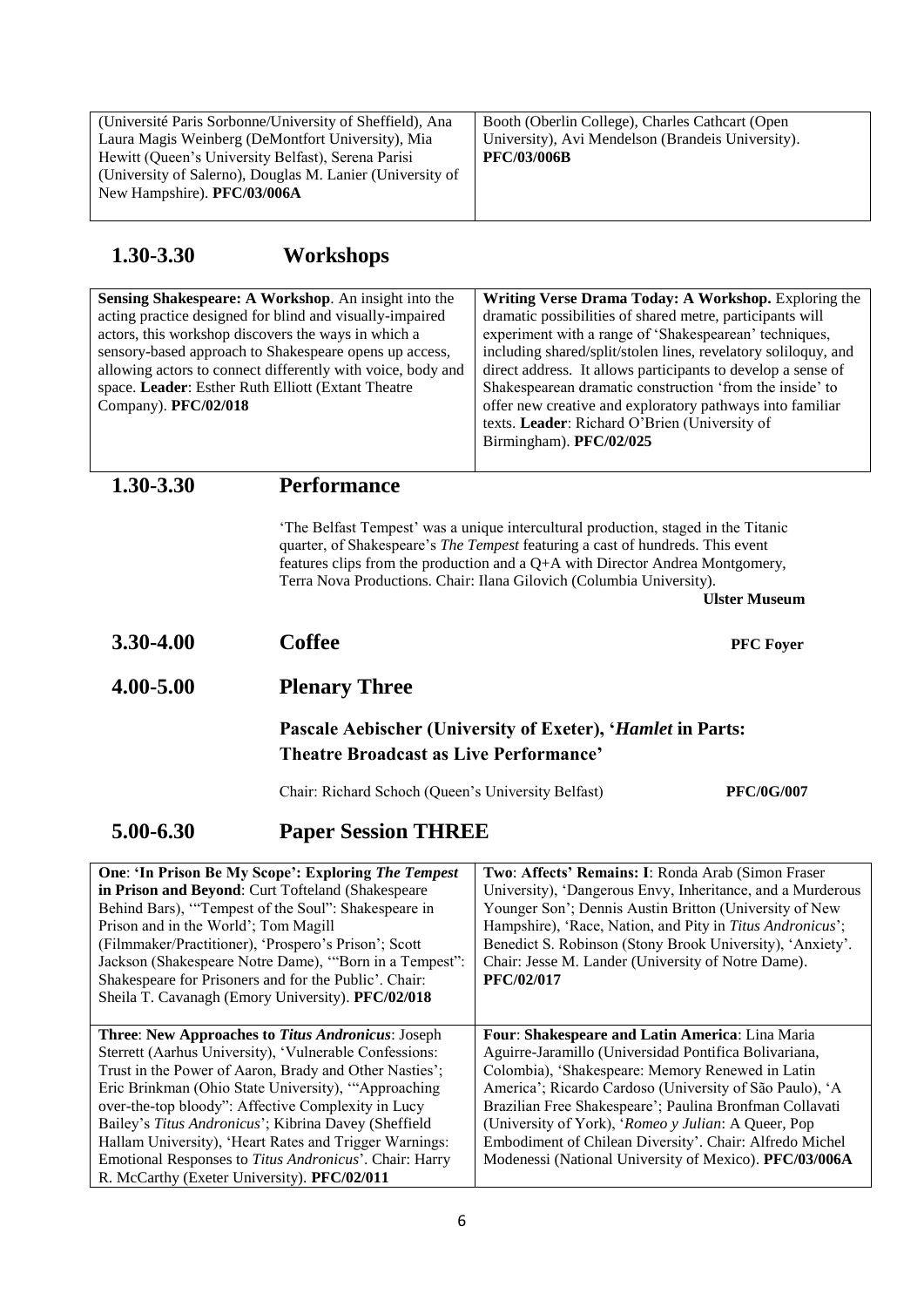| | |
|---|---|
| (Université Paris Sorbonne/University of Sheffield), Ana Laura Magis Weinberg (DeMontfort University), Mia Hewitt (Queen's University Belfast), Serena Parisi (University of Salerno), Douglas M. Lanier (University of New Hampshire). **PFC/03/006A** | Booth (Oberlin College), Charles Cathcart (Open University), Avi Mendelson (Brandeis University). **PFC/03/006B** |

## 1.30-3.30 Workshops

| | |
|---|---|
| **Sensing Shakespeare: A Workshop**. An insight into the acting practice designed for blind and visually-impaired actors, this workshop discovers the ways in which a sensory-based approach to Shakespeare opens up access, allowing actors to connect differently with voice, body and space. **Leader**: Esther Ruth Elliott (Extant Theatre Company). **PFC/02/018** | **Writing Verse Drama Today: A Workshop.** Exploring the dramatic possibilities of shared metre, participants will experiment with a range of 'Shakespearean' techniques, including shared/split/stolen lines, revelatory soliloquy, and direct address. It allows participants to develop a sense of Shakespearean dramatic construction 'from the inside' to offer new creative and exploratory pathways into familiar texts. **Leader**: Richard O'Brien (University of Birmingham). **PFC/02/025** |

## 1.30-3.30 Performance

'The Belfast Tempest' was a unique intercultural production, staged in the Titanic quarter, of Shakespeare's *The Tempest* featuring a cast of hundreds. This event features clips from the production and a Q+A with Director Andrea Montgomery, Terra Nova Productions. Chair: Ilana Gilovich (Columbia University).

**Ulster Museum**

## 3.30-4.00 Coffee

**PFC Foyer**

## 4.00-5.00 Plenary Three

### Pascale Aebischer (University of Exeter), '*Hamlet* in Parts: Theatre Broadcast as Live Performance'

Chair: Richard Schoch (Queen's University Belfast) **PFC/0G/007**

## 5.00-6.30 Paper Session THREE

| | |
|---|---|
| **One**: **'In Prison Be My Scope': Exploring *The Tempest* in Prison and Beyond**: Curt Tofteland (Shakespeare Behind Bars), '"Tempest of the Soul": Shakespeare in Prison and in the World'; Tom Magill (Filmmaker/Practitioner), 'Prospero's Prison'; Scott Jackson (Shakespeare Notre Dame), '"Born in a Tempest": Shakespeare for Prisoners and for the Public'. Chair: Sheila T. Cavanagh (Emory University). **PFC/02/018** | **Two**: **Affects' Remains: I**: Ronda Arab (Simon Fraser University), 'Dangerous Envy, Inheritance, and a Murderous Younger Son'; Dennis Austin Britton (University of New Hampshire), 'Race, Nation, and Pity in *Titus Andronicus*'; Benedict S. Robinson (Stony Brook University), 'Anxiety'. Chair: Jesse M. Lander (University of Notre Dame). **PFC/02/017** |
| **Three**: **New Approaches to *Titus Andronicus***: Joseph Sterrett (Aarhus University), 'Vulnerable Confessions: Trust in the Power of Aaron, Brady and Other Nasties'; Eric Brinkman (Ohio State University), '"Approaching over-the-top bloody": Affective Complexity in Lucy Bailey's *Titus Andronicus*'; Kibrina Davey (Sheffield Hallam University), 'Heart Rates and Trigger Warnings: Emotional Responses to *Titus Andronicus*'. Chair: Harry R. McCarthy (Exeter University). **PFC/02/011** | **Four**: **Shakespeare and Latin America**: Lina Maria Aguirre-Jaramillo (Universidad Pontifica Bolivariana, Colombia), 'Shakespeare: Memory Renewed in Latin America'; Ricardo Cardoso (University of São Paulo), 'A Brazilian Free Shakespeare'; Paulina Bronfman Collavati (University of York), '*Romeo y Julian*: A Queer, Pop Embodiment of Chilean Diversity'. Chair: Alfredo Michel Modenessi (National University of Mexico). **PFC/03/006A** |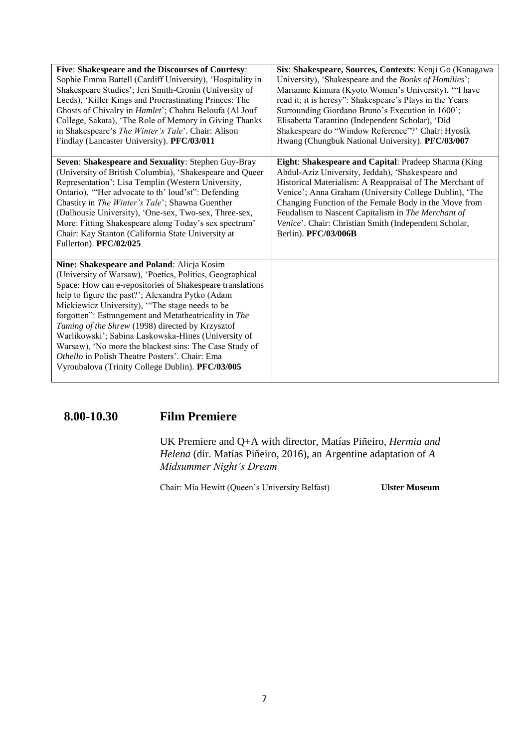| | |
|---|---|
| **Five**: **Shakespeare and the Discourses of Courtesy**: Sophie Emma Battell (Cardiff University), 'Hospitality in Shakespeare Studies'; Jeri Smith-Cronin (University of Leeds), 'Killer Kings and Procrastinating Princes: The Ghosts of Chivalry in *Hamlet*'; Chahra Beloufa (Al Jouf College, Sakata), 'The Role of Memory in Giving Thanks in Shakespeare's *The Winter's Tale*'. Chair: Alison Findlay (Lancaster University). **PFC/03/011** | **Six**: **Shakespeare, Sources, Contexts**: Kenji Go (Kanagawa University), 'Shakespeare and the *Books of Homilies*'; Marianne Kimura (Kyoto Women's University), '"I have read it; it is heresy": Shakespeare's Plays in the Years Surrounding Giordano Bruno's Execution in 1600'; Elisabetta Tarantino (Independent Scholar), 'Did Shakespeare do "Window Reference"?' Chair: Hyosik Hwang (Chungbuk National University). **PFC/03/007** |
| **Seven**: **Shakespeare and Sexuality**: Stephen Guy-Bray (University of British Columbia), 'Shakespeare and Queer Representation'; Lisa Templin (Western University, Ontario), '"Her advocate to th' loud'st": Defending Chastity in *The Winter's Tale*'; Shawna Guenther (Dalhousie University), 'One-sex, Two-sex, Three-sex, More: Fitting Shakespeare along Today's sex spectrum' Chair: Kay Stanton (California State University at Fullerton). **PFC/02/025** | **Eight**: **Shakespeare and Capital**: Pradeep Sharma (King Abdul-Aziz University, Jeddah), 'Shakespeare and Historical Materialism: A Reappraisal of The Merchant of Venice'; Anna Graham (University College Dublin), 'The Changing Function of the Female Body in the Move from Feudalism to Nascent Capitalism in *The Merchant of Venice*'. Chair: Christian Smith (Independent Scholar, Berlin). **PFC/03/006B** |
| **Nine: Shakespeare and Poland**: Alicja Kosim (University of Warsaw), 'Poetics, Politics, Geographical Space: How can e-repositories of Shakespeare translations help to figure the past?'; Alexandra Pytko (Adam Mickiewicz University), '"The stage needs to be forgotten": Estrangement and Metatheatricality in *The Taming of the Shrew* (1998) directed by Krzysztof Warlikowski'; Sabina Laskowska-Hines (University of Warsaw), 'No more the blackest sins: The Case Study of *Othello* in Polish Theatre Posters'. Chair: Ema Vyroubalova (Trinity College Dublin). **PFC/03/005** | |

## 8.00-10.30 Film Premiere

UK Premiere and Q+A with director, Matías Piñeiro, *Hermia and Helena* (dir. Matías Piñeiro, 2016), an Argentine adaptation of *A Midsummer Night's Dream*

Chair: Mia Hewitt (Queen's University Belfast) **Ulster Museum**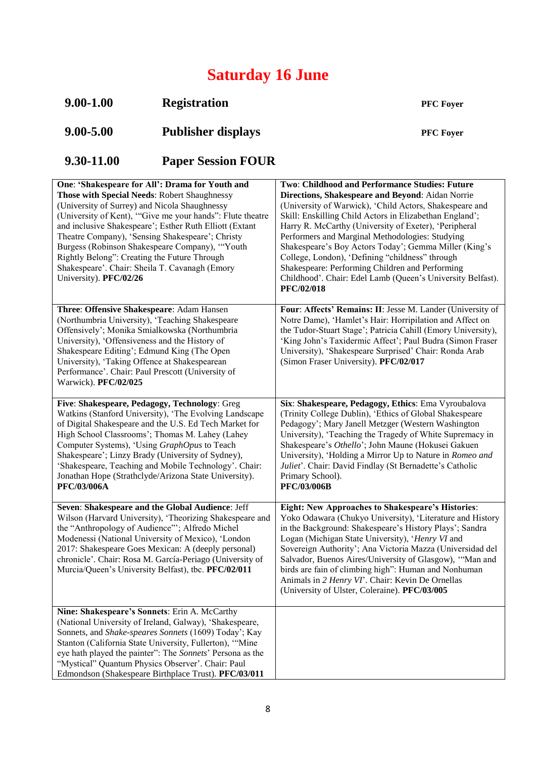# Saturday 16 June

**9.00-1.00** **Registration** **PFC Foyer**

**9.00-5.00** **Publisher displays** **PFC Foyer**

## 9.30-11.00 Paper Session FOUR

**One**: **'Shakespeare for All': Drama for Youth and Those with Special Needs**: Robert Shaughnessy (University of Surrey) and Nicola Shaughnessy (University of Kent), '"Give me your hands": Flute theatre and inclusive Shakespeare'; Esther Ruth Elliott (Extant Theatre Company), 'Sensing Shakespeare'; Christy Burgess (Robinson Shakespeare Company), '"Youth Rightly Belong": Creating the Future Through Shakespeare'. Chair: Sheila T. Cavanagh (Emory University). **PFC/02/26**

**Two**: **Childhood and Performance Studies: Future Directions, Shakespeare and Beyond**: Aidan Norrie (University of Warwick), 'Child Actors, Shakespeare and Skill: Enskilling Child Actors in Elizabethan England'; Harry R. McCarthy (University of Exeter), 'Peripheral Performers and Marginal Methodologies: Studying Shakespeare's Boy Actors Today'; Gemma Miller (King's College, London), 'Defining "childness" through Shakespeare: Performing Children and Performing Childhood'. Chair: Edel Lamb (Queen's University Belfast). **PFC/02/018**

**Three**: **Offensive Shakespeare**: Adam Hansen (Northumbria University), 'Teaching Shakespeare Offensively'; Monika Smialkowska (Northumbria University), 'Offensiveness and the History of Shakespeare Editing'; Edmund King (The Open University), 'Taking Offence at Shakespearean Performance'. Chair: Paul Prescott (University of Warwick). **PFC/02/025**

**Four**: **Affects' Remains: II**: Jesse M. Lander (University of Notre Dame), 'Hamlet's Hair: Horripilation and Affect on the Tudor-Stuart Stage'; Patricia Cahill (Emory University), 'King John's Taxidermic Affect'; Paul Budra (Simon Fraser University), 'Shakespeare Surprised' Chair: Ronda Arab (Simon Fraser University). **PFC/02/017**

**Five**: **Shakespeare, Pedagogy, Technology**: Greg Watkins (Stanford University), 'The Evolving Landscape of Digital Shakespeare and the U.S. Ed Tech Market for High School Classrooms'; Thomas M. Lahey (Lahey Computer Systems), 'Using *GraphOpus* to Teach Shakespeare'; Linzy Brady (University of Sydney), 'Shakespeare, Teaching and Mobile Technology'. Chair: Jonathan Hope (Strathclyde/Arizona State University). **PFC/03/006A**

**Six**: **Shakespeare, Pedagogy, Ethics**: Ema Vyroubalova (Trinity College Dublin), 'Ethics of Global Shakespeare Pedagogy'; Mary Janell Metzger (Western Washington University), 'Teaching the Tragedy of White Supremacy in Shakespeare's *Othello*'; John Maune (Hokusei Gakuen University), 'Holding a Mirror Up to Nature in *Romeo and Juliet*'. Chair: David Findlay (St Bernadette's Catholic Primary School). **PFC/03/006B**

**Seven**: **Shakespeare and the Global Audience**: Jeff Wilson (Harvard University), 'Theorizing Shakespeare and the "Anthropology of Audience"'; Alfredo Michel Modenessi (National University of Mexico), 'London 2017: Shakespeare Goes Mexican: A (deeply personal) chronicle'. Chair: Rosa M. García-Periago (University of Murcia/Queen's University Belfast), tbc. **PFC/02/011**

**Eight: New Approaches to Shakespeare's Histories**: Yoko Odawara (Chukyo University), 'Literature and History in the Background: Shakespeare's History Plays'; Sandra Logan (Michigan State University), '*Henry VI* and Sovereign Authority'; Ana Victoria Mazza (Universidad del Salvador, Buenos Aires/University of Glasgow), '"Man and birds are fain of climbing high": Human and Nonhuman Animals in *2 Henry VI*'. Chair: Kevin De Ornellas (University of Ulster, Coleraine). **PFC/03/005**

**Nine: Shakespeare's Sonnets**: Erin A. McCarthy (National University of Ireland, Galway), 'Shakespeare, Sonnets, and *Shake-speares Sonnets* (1609) Today'; Kay Stanton (California State University, Fullerton), '"Mine eye hath played the painter": The *Sonnets*' Persona as the "Mystical" Quantum Physics Observer'. Chair: Paul Edmondson (Shakespeare Birthplace Trust). **PFC/03/011**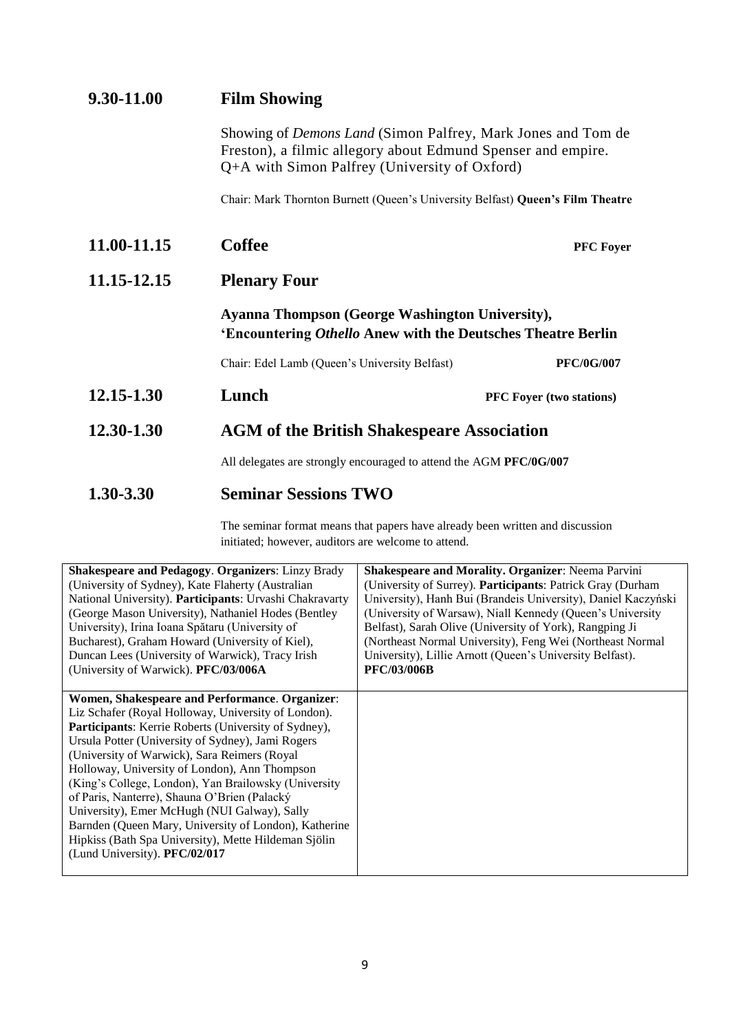## 9.30-11.00 Film Showing

Showing of *Demons Land* (Simon Palfrey, Mark Jones and Tom de Freston), a filmic allegory about Edmund Spenser and empire. Q+A with Simon Palfrey (University of Oxford)

Chair: Mark Thornton Burnett (Queen's University Belfast) **Queen's Film Theatre**

## 11.00-11.15 Coffee

**PFC Foyer**

## 11.15-12.15 Plenary Four

**Ayanna Thompson (George Washington University), 'Encountering *Othello* Anew with the Deutsches Theatre Berlin**

Chair: Edel Lamb (Queen's University Belfast) **PFC/0G/007**

## 12.15-1.30 Lunch

**PFC Foyer (two stations)**

## 12.30-1.30 AGM of the British Shakespeare Association

All delegates are strongly encouraged to attend the AGM **PFC/0G/007**

## 1.30-3.30 Seminar Sessions TWO

The seminar format means that papers have already been written and discussion initiated; however, auditors are welcome to attend.

| | |
|---|---|
| **Shakespeare and Pedagogy**. **Organizers**: Linzy Brady (University of Sydney), Kate Flaherty (Australian National University). **Participants**: Urvashi Chakravarty (George Mason University), Nathaniel Hodes (Bentley University), Irina Ioana Spătaru (University of Bucharest), Graham Howard (University of Kiel), Duncan Lees (University of Warwick), Tracy Irish (University of Warwick). **PFC/03/006A** | **Shakespeare and Morality. Organizer**: Neema Parvini (University of Surrey). **Participants**: Patrick Gray (Durham University), Hanh Bui (Brandeis University), Daniel Kaczyński (University of Warsaw), Niall Kennedy (Queen's University Belfast), Sarah Olive (University of York), Rangping Ji (Northeast Normal University), Feng Wei (Northeast Normal University), Lillie Arnott (Queen's University Belfast). **PFC/03/006B** |
| **Women, Shakespeare and Performance**. **Organizer**: Liz Schafer (Royal Holloway, University of London). **Participants**: Kerrie Roberts (University of Sydney), Ursula Potter (University of Sydney), Jami Rogers (University of Warwick), Sara Reimers (Royal Holloway, University of London), Ann Thompson (King's College, London), Yan Brailowsky (University of Paris, Nanterre), Shauna O'Brien (Palacký University), Emer McHugh (NUI Galway), Sally Barnden (Queen Mary, University of London), Katherine Hipkiss (Bath Spa University), Mette Hildeman Sjölin (Lund University). **PFC/02/017** | |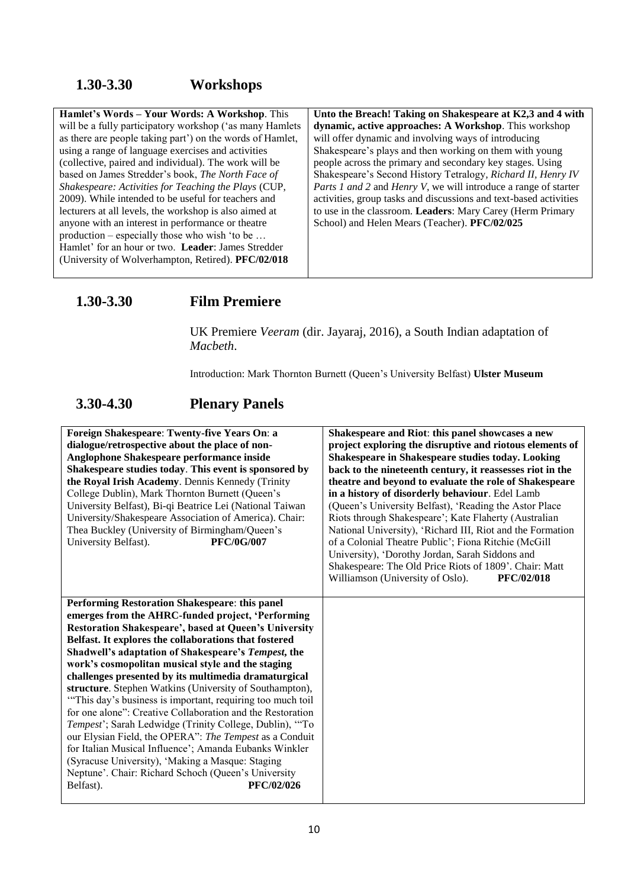## 1.30-3.30 Workshops

**Hamlet's Words – Your Words: A Workshop**. This will be a fully participatory workshop ('as many Hamlets as there are people taking part') on the words of Hamlet, using a range of language exercises and activities (collective, paired and individual). The work will be based on James Stredder's book, *The North Face of Shakespeare: Activities for Teaching the Plays* (CUP, 2009). While intended to be useful for teachers and lecturers at all levels, the workshop is also aimed at anyone with an interest in performance or theatre production – especially those who wish 'to be … Hamlet' for an hour or two. **Leader**: James Stredder (University of Wolverhampton, Retired). **PFC/02/018**

**Unto the Breach! Taking on Shakespeare at K2,3 and 4 with dynamic, active approaches: A Workshop**. This workshop will offer dynamic and involving ways of introducing Shakespeare's plays and then working on them with young people across the primary and secondary key stages. Using Shakespeare's Second History Tetralogy, *Richard II, Henry IV Parts 1 and 2* and *Henry V*, we will introduce a range of starter activities, group tasks and discussions and text-based activities to use in the classroom. **Leaders**: Mary Carey (Herm Primary School) and Helen Mears (Teacher). **PFC/02/025**

## 1.30-3.30 Film Premiere

UK Premiere *Veeram* (dir. Jayaraj, 2016), a South Indian adaptation of *Macbeth*.

Introduction: Mark Thornton Burnett (Queen's University Belfast) **Ulster Museum**

## 3.30-4.30 Plenary Panels

**Foreign Shakespeare**: **Twenty-five Years On**: **a dialogue/retrospective about the place of non-Anglophone Shakespeare performance inside Shakespeare studies today**. **This event is sponsored by the Royal Irish Academy**. Dennis Kennedy (Trinity College Dublin), Mark Thornton Burnett (Queen's University Belfast), Bi-qi Beatrice Lei (National Taiwan University/Shakespeare Association of America). Chair: Thea Buckley (University of Birmingham/Queen's University Belfast). **PFC/0G/007**

**Shakespeare and Riot**: **this panel showcases a new project exploring the disruptive and riotous elements of Shakespeare in Shakespeare studies today. Looking back to the nineteenth century, it reassesses riot in the theatre and beyond to evaluate the role of Shakespeare in a history of disorderly behaviour**. Edel Lamb (Queen's University Belfast), 'Reading the Astor Place Riots through Shakespeare'; Kate Flaherty (Australian National University), 'Richard III, Riot and the Formation of a Colonial Theatre Public'; Fiona Ritchie (McGill University), 'Dorothy Jordan, Sarah Siddons and Shakespeare: The Old Price Riots of 1809'. Chair: Matt Williamson (University of Oslo). **PFC/02/018**

**Performing Restoration Shakespeare**: **this panel emerges from the AHRC-funded project, 'Performing Restoration Shakespeare', based at Queen's University Belfast. It explores the collaborations that fostered Shadwell's adaptation of Shakespeare's *Tempest*, the work's cosmopolitan musical style and the staging challenges presented by its multimedia dramaturgical structure**. Stephen Watkins (University of Southampton), '"This day's business is important, requiring too much toil for one alone": Creative Collaboration and the Restoration *Tempest*'; Sarah Ledwidge (Trinity College, Dublin), '"To our Elysian Field, the OPERA": *The Tempest* as a Conduit for Italian Musical Influence'; Amanda Eubanks Winkler (Syracuse University), 'Making a Masque: Staging Neptune'. Chair: Richard Schoch (Queen's University Belfast). **PFC/02/026**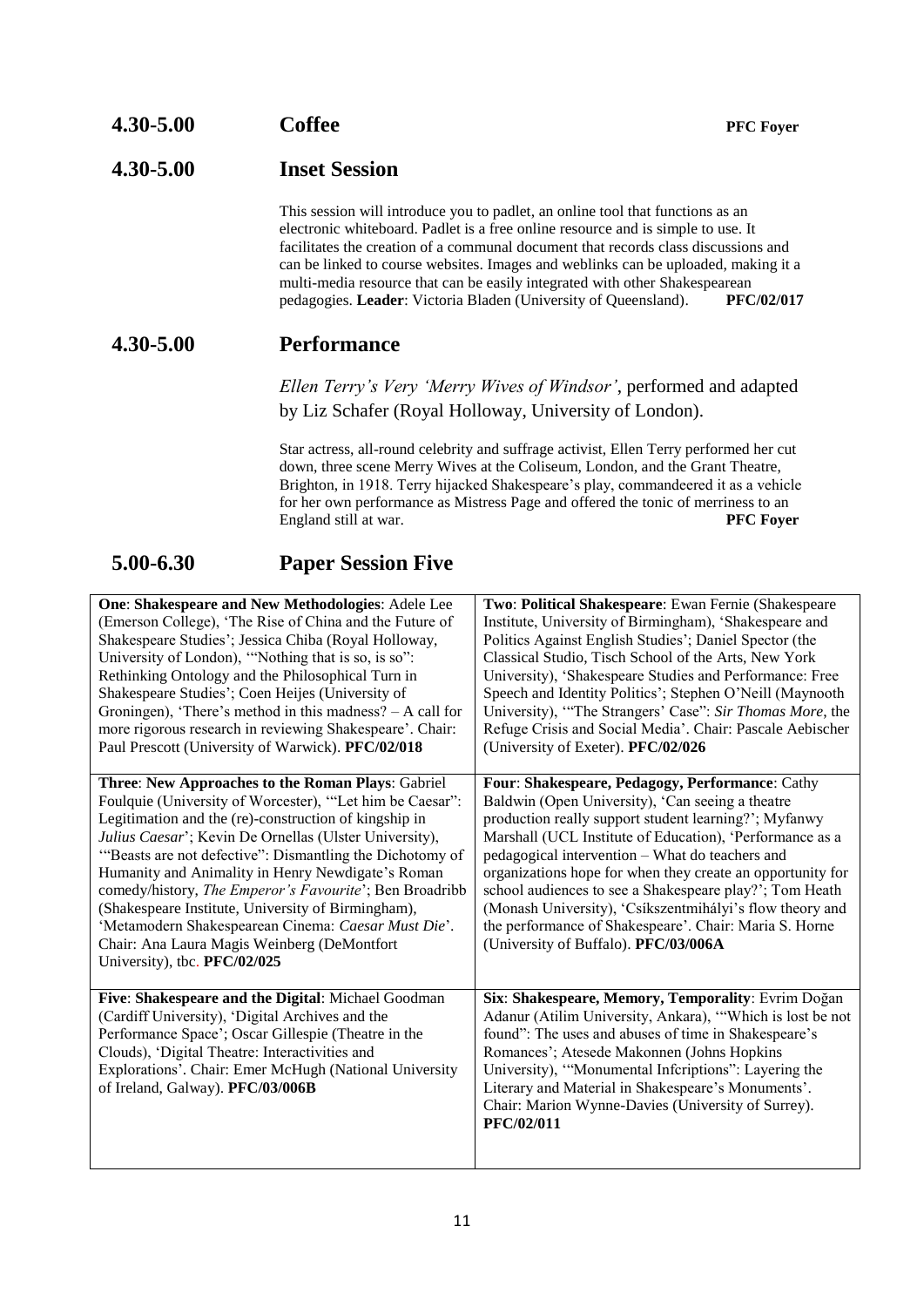## 4.30-5.00 Coffee

**PFC Foyer**

## 4.30-5.00 Inset Session

This session will introduce you to padlet, an online tool that functions as an electronic whiteboard. Padlet is a free online resource and is simple to use. It facilitates the creation of a communal document that records class discussions and can be linked to course websites. Images and weblinks can be uploaded, making it a multi-media resource that can be easily integrated with other Shakespearean pedagogies. **Leader**: Victoria Bladen (University of Queensland). **PFC/02/017**

## 4.30-5.00 Performance

*Ellen Terry's Very 'Merry Wives of Windsor'*, performed and adapted by Liz Schafer (Royal Holloway, University of London).

Star actress, all-round celebrity and suffrage activist, Ellen Terry performed her cut down, three scene Merry Wives at the Coliseum, London, and the Grant Theatre, Brighton, in 1918. Terry hijacked Shakespeare's play, commandeered it as a vehicle for her own performance as Mistress Page and offered the tonic of merriness to an England still at war. **PFC Foyer**

## 5.00-6.30 Paper Session Five

| | |
|---|---|
| **One**: **Shakespeare and New Methodologies**: Adele Lee (Emerson College), 'The Rise of China and the Future of Shakespeare Studies'; Jessica Chiba (Royal Holloway, University of London), '"Nothing that is so, is so": Rethinking Ontology and the Philosophical Turn in Shakespeare Studies'; Coen Heijes (University of Groningen), 'There's method in this madness? – A call for more rigorous research in reviewing Shakespeare'. Chair: Paul Prescott (University of Warwick). **PFC/02/018** | **Two**: **Political Shakespeare**: Ewan Fernie (Shakespeare Institute, University of Birmingham), 'Shakespeare and Politics Against English Studies'; Daniel Spector (the Classical Studio, Tisch School of the Arts, New York University), 'Shakespeare Studies and Performance: Free Speech and Identity Politics'; Stephen O'Neill (Maynooth University), '"The Strangers' Case": *Sir Thomas More*, the Refuge Crisis and Social Media'. Chair: Pascale Aebischer (University of Exeter). **PFC/02/026** |
| **Three**: **New Approaches to the Roman Plays**: Gabriel Foulquie (University of Worcester), '"Let him be Caesar": Legitimation and the (re)-construction of kingship in *Julius Caesar*'; Kevin De Ornellas (Ulster University), '"Beasts are not defective": Dismantling the Dichotomy of Humanity and Animality in Henry Newdigate's Roman comedy/history, *The Emperor's Favourite*'; Ben Broadribb (Shakespeare Institute, University of Birmingham), 'Metamodern Shakespearean Cinema: *Caesar Must Die*'. Chair: Ana Laura Magis Weinberg (DeMontfort University), tbc. **PFC/02/025** | **Four**: **Shakespeare, Pedagogy, Performance**: Cathy Baldwin (Open University), 'Can seeing a theatre production really support student learning?'; Myfanwy Marshall (UCL Institute of Education), 'Performance as a pedagogical intervention – What do teachers and organizations hope for when they create an opportunity for school audiences to see a Shakespeare play?'; Tom Heath (Monash University), 'Csíkszentmihályi's flow theory and the performance of Shakespeare'. Chair: Maria S. Horne (University of Buffalo). **PFC/03/006A** |
| **Five**: **Shakespeare and the Digital**: Michael Goodman (Cardiff University), 'Digital Archives and the Performance Space'; Oscar Gillespie (Theatre in the Clouds), 'Digital Theatre: Interactivities and Explorations'. Chair: Emer McHugh (National University of Ireland, Galway). **PFC/03/006B** | **Six**: **Shakespeare, Memory, Temporality**: Evrim Doğan Adanur (Atilim University, Ankara), '"Which is lost be not found": The uses and abuses of time in Shakespeare's Romances'; Atesede Makonnen (Johns Hopkins University), '"Monumental Infcriptions": Layering the Literary and Material in Shakespeare's Monuments'. Chair: Marion Wynne-Davies (University of Surrey). **PFC/02/011** |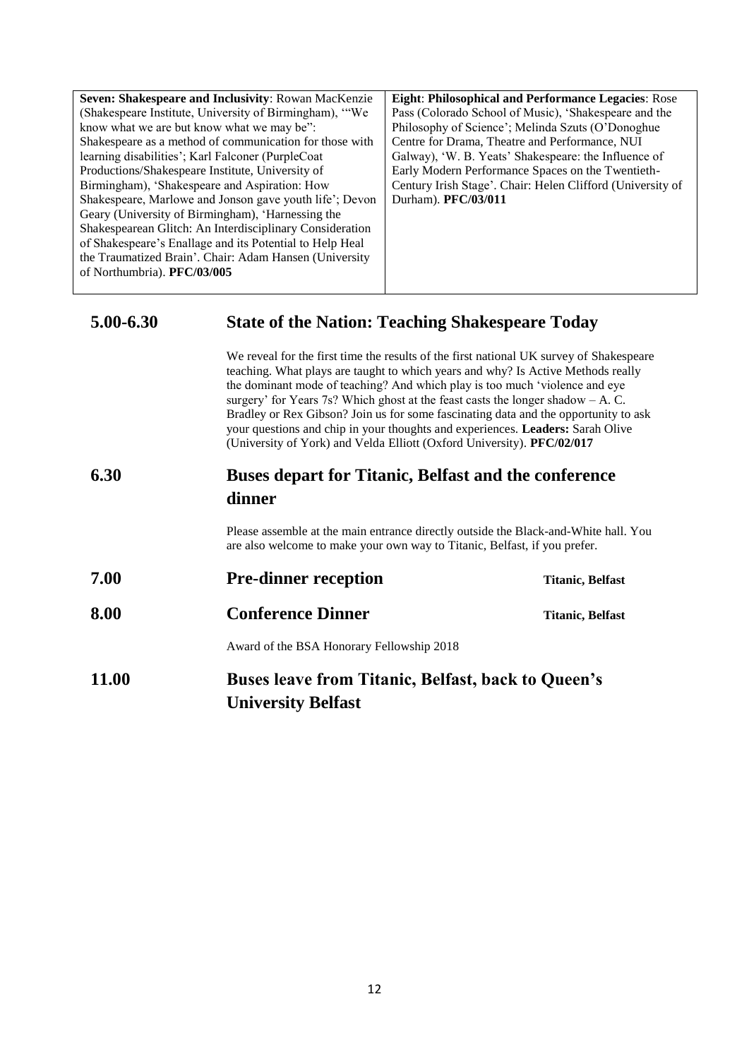**Seven: Shakespeare and Inclusivity**: Rowan MacKenzie (Shakespeare Institute, University of Birmingham), '"We know what we are but know what we may be": Shakespeare as a method of communication for those with learning disabilities'; Karl Falconer (PurpleCoat Productions/Shakespeare Institute, University of Birmingham), 'Shakespeare and Aspiration: How Shakespeare, Marlowe and Jonson gave youth life'; Devon Geary (University of Birmingham), 'Harnessing the Shakespearean Glitch: An Interdisciplinary Consideration of Shakespeare's Enallage and its Potential to Help Heal the Traumatized Brain'. Chair: Adam Hansen (University of Northumbria). **PFC/03/005**

**Eight**: **Philosophical and Performance Legacies**: Rose Pass (Colorado School of Music), 'Shakespeare and the Philosophy of Science'; Melinda Szuts (O'Donoghue Centre for Drama, Theatre and Performance, NUI Galway), 'W. B. Yeats' Shakespeare: the Influence of Early Modern Performance Spaces on the Twentieth-Century Irish Stage'. Chair: Helen Clifford (University of Durham). **PFC/03/011**

## 5.00-6.30 State of the Nation: Teaching Shakespeare Today

We reveal for the first time the results of the first national UK survey of Shakespeare teaching. What plays are taught to which years and why? Is Active Methods really the dominant mode of teaching? And which play is too much 'violence and eye surgery' for Years 7s? Which ghost at the feast casts the longer shadow – A. C. Bradley or Rex Gibson? Join us for some fascinating data and the opportunity to ask your questions and chip in your thoughts and experiences. **Leaders:** Sarah Olive (University of York) and Velda Elliott (Oxford University). **PFC/02/017**

## 6.30 Buses depart for Titanic, Belfast and the conference dinner

Please assemble at the main entrance directly outside the Black-and-White hall. You are also welcome to make your own way to Titanic, Belfast, if you prefer.

## 7.00 Pre-dinner reception — Titanic, Belfast

## 8.00 Conference Dinner — Titanic, Belfast

Award of the BSA Honorary Fellowship 2018

## 11.00 Buses leave from Titanic, Belfast, back to Queen's University Belfast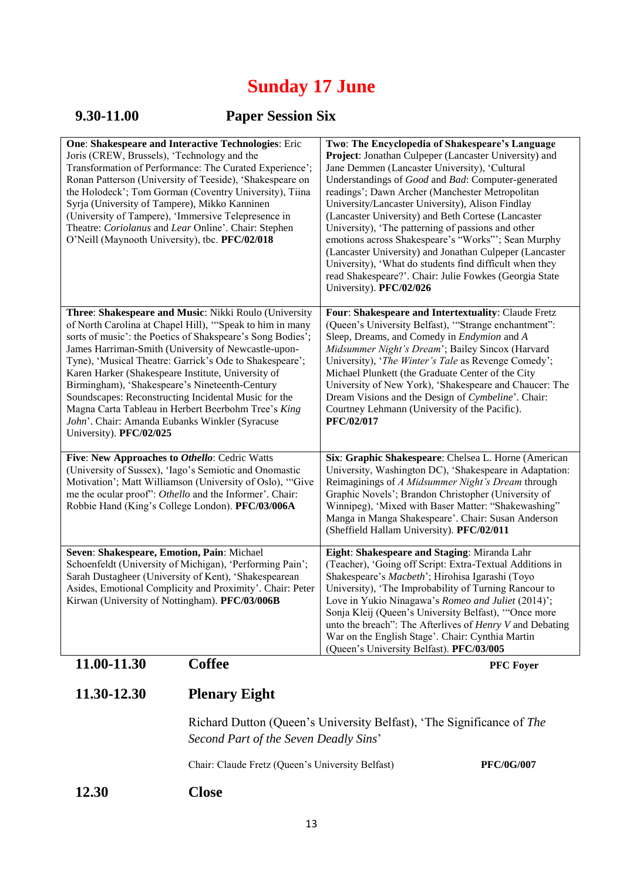# Sunday 17 June

## 9.30-11.00 Paper Session Six

| | |
|---|---|
| **One**: **Shakespeare and Interactive Technologies**: Eric Joris (CREW, Brussels), 'Technology and the Transformation of Performance: The Curated Experience'; Ronan Patterson (University of Teeside), 'Shakespeare on the Holodeck'; Tom Gorman (Coventry University), Tiina Syrja (University of Tampere), Mikko Kanninen (University of Tampere), 'Immersive Telepresence in Theatre: *Coriolanus* and *Lear* Online'. Chair: Stephen O'Neill (Maynooth University), tbc. **PFC/02/018** | **Two**: **The Encyclopedia of Shakespeare's Language Project**: Jonathan Culpeper (Lancaster University) and Jane Demmen (Lancaster University), 'Cultural Understandings of *Good* and *Bad*: Computer-generated readings'; Dawn Archer (Manchester Metropolitan University/Lancaster University), Alison Findlay (Lancaster University) and Beth Cortese (Lancaster University), 'The patterning of passions and other emotions across Shakespeare's "Works"'; Sean Murphy (Lancaster University) and Jonathan Culpeper (Lancaster University), 'What do students find difficult when they read Shakespeare?'. Chair: Julie Fowkes (Georgia State University). **PFC/02/026** |
| **Three**: **Shakespeare and Music**: Nikki Roulo (University of North Carolina at Chapel Hill), '"Speak to him in many sorts of music': the Poetics of Shakspeare's Song Bodies'; James Harriman-Smith (University of Newcastle-upon-Tyne), 'Musical Theatre: Garrick's Ode to Shakespeare'; Karen Harker (Shakespeare Institute, University of Birmingham), 'Shakespeare's Nineteenth-Century Soundscapes: Reconstructing Incidental Music for the Magna Carta Tableau in Herbert Beerbohm Tree's *King John*'. Chair: Amanda Eubanks Winkler (Syracuse University). **PFC/02/025** | **Four**: **Shakespeare and Intertextuality**: Claude Fretz (Queen's University Belfast), '"Strange enchantment": Sleep, Dreams, and Comedy in *Endymion* and *A Midsummer Night's Dream*'; Bailey Sincox (Harvard University), '*The Winter's Tale* as Revenge Comedy'; Michael Plunkett (the Graduate Center of the City University of New York), 'Shakespeare and Chaucer: The Dream Visions and the Design of *Cymbeline*'. Chair: Courtney Lehmann (University of the Pacific). **PFC/02/017** |
| **Five**: **New Approaches to *Othello***: Cedric Watts (University of Sussex), 'Iago's Semiotic and Onomastic Motivation'; Matt Williamson (University of Oslo), '"Give me the ocular proof": *Othello* and the Informer'. Chair: Robbie Hand (King's College London). **PFC/03/006A** | **Six**: **Graphic Shakespeare**: Chelsea L. Horne (American University, Washington DC), 'Shakespeare in Adaptation: Reimaginings of *A Midsummer Night's Dream* through Graphic Novels'; Brandon Christopher (University of Winnipeg), 'Mixed with Baser Matter: "Shakewashing" Manga in Manga Shakespeare'. Chair: Susan Anderson (Sheffield Hallam University). **PFC/02/011** |
| **Seven**: **Shakespeare, Emotion, Pain**: Michael Schoenfeldt (University of Michigan), 'Performing Pain'; Sarah Dustagheer (University of Kent), 'Shakespearean Asides, Emotional Complicity and Proximity'. Chair: Peter Kirwan (University of Nottingham). **PFC/03/006B** | **Eight**: **Shakespeare and Staging**: Miranda Lahr (Teacher), 'Going off Script: Extra-Textual Additions in Shakespeare's *Macbeth*'; Hirohisa Igarashi (Toyo University), 'The Improbability of Turning Rancour to Love in Yukio Ninagawa's *Romeo and Juliet* (2014)'; Sonja Kleij (Queen's University Belfast), '"Once more unto the breach": The Afterlives of *Henry V* and Debating War on the English Stage'. Chair: Cynthia Martin (Queen's University Belfast). **PFC/03/005** |

## 11.00-11.30 Coffee

**PFC Foyer**

## 11.30-12.30 Plenary Eight

Richard Dutton (Queen's University Belfast), 'The Significance of *The Second Part of the Seven Deadly Sins*'

Chair: Claude Fretz (Queen's University Belfast) **PFC/0G/007**

## 12.30 Close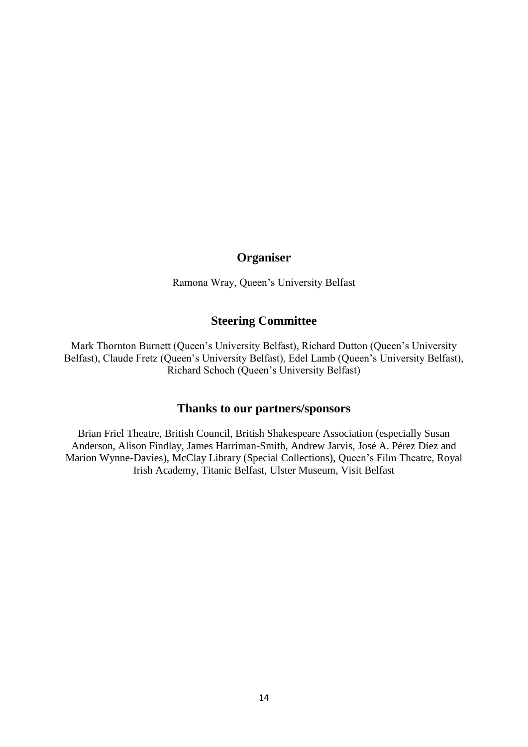## Organiser

Ramona Wray, Queen's University Belfast

## Steering Committee

Mark Thornton Burnett (Queen's University Belfast), Richard Dutton (Queen's University Belfast), Claude Fretz (Queen's University Belfast), Edel Lamb (Queen's University Belfast), Richard Schoch (Queen's University Belfast)

## Thanks to our partners/sponsors

Brian Friel Theatre, British Council, British Shakespeare Association (especially Susan Anderson, Alison Findlay, James Harriman-Smith, Andrew Jarvis, José A. Pérez Díez and Marion Wynne-Davies), McClay Library (Special Collections), Queen's Film Theatre, Royal Irish Academy, Titanic Belfast, Ulster Museum, Visit Belfast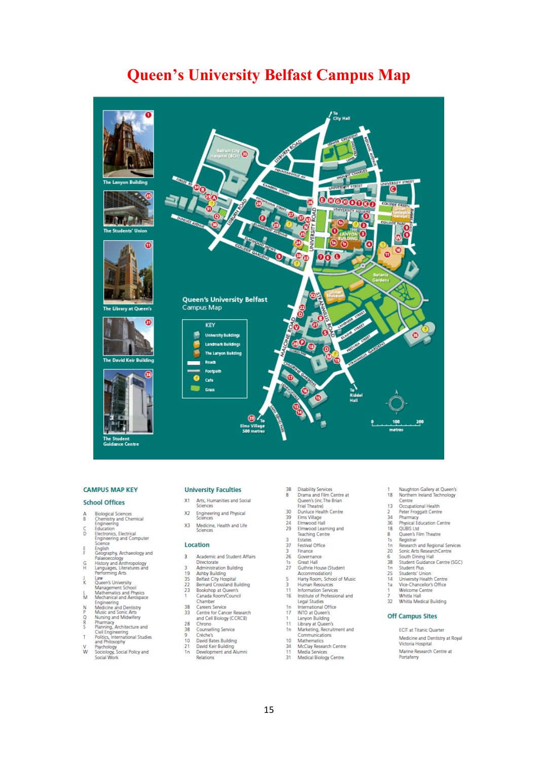# Queen's University Belfast Campus Map

The Lanyon Building

The Students' Union

The Library at Queen's

The David Keir Building

The Student Guidance Centre

Queen's University Belfast Campus Map

KEY

University Buildings
Landmark Buildings
The Lanyon Building
Roads
Footpath
Cafe
Grass

To City Hall

To Riddel Hall

To Elms Village 500 metres

0 100 200 metres

## CAMPUS MAP KEY

### School Offices

A Biological Sciences
B Chemistry and Chemical Engineering
C Education
D Electronics, Electrical Engineering and Computer Science
E English
F Geography, Archaeology and Palaeoecology
G History and Anthropology
H Languages, Literatures and Performing Arts
J Law
K Queen's University Management School
L Mathematics and Physics
M Mechanical and Aerospace Engineering
N Medicine and Dentistry
P Music and Sonic Arts
Q Nursing and Midwifery
R Pharmacy
S Planning, Architecture and Civil Engineering
T Politics, International Studies and Philosophy
V Psychology
W Sociology, Social Policy and Social Work

### University Faculties

X1 Arts, Humanities and Social Sciences
X2 Engineering and Physical Sciences
X3 Medicine, Health and Life Sciences

### Location

3 Academic and Student Affairs Directorate
3 Administration Building
19 Ashby Building
35 Belfast City Hospital
22 Bernard Crossland Building
23 Bookshop at Queen's
1 Canada Room/Council Chamber
38 Careers Service
33 Centre for Cancer Research and Cell Biology (CCRCB)
28 Chrono
38 Counselling Service
9 Crèche's
10 David Bates Building
21 David Keir Building
1n Development and Alumni Relations
38 Disability Services
8 Drama and Film Centre at Queen's (inc.The Brian Friel Theatre)
30 Dunluce Health Centre
39 Elms Village
24 Elmwood Hall
29 Elmwood Learning and Teaching Centre
3 Estates
37 Festival Office
3 Finance
26 Governance
1s Great Hall
27 Guthrie House (Student Accommodation)
5 Harty Room, School of Music
3 Human Resources
11 Information Services
16 Institute of Professional and Legal Studies
1n International Office
17 INTO at Queen's
1 Lanyon Building
11 Library at Queen's
1n Marketing, Recruitment and Communications
10 Mathematics
34 McClay Research Centre
11 Media Services
31 Medical Biology Centre
1 Naughton Gallery at Queen's
18 Northern Ireland Technology Centre
13 Occupational Health
2 Peter Froggatt Centre
34 Pharmacy
36 Physical Education Centre
18 QUBIS Ltd
8 Queen's Film Theatre
1s Registrar
1n Research and Regional Services
20 Sonic Arts ResearchCentre
6 South Dining Hall
38 Student Guidance Centre (SGC)
1n Student Plus
25 Students' Union
14 University Health Centre
1a Vice-Chancellor's Office
1 Welcome Centre
7 Whitla Hall
32 Whitla Medical Building

### Off Campus Sites

ECIT at Titanic Quarter

Medicine and Dentistry at Royal Victoria Hospital

Marine Research Centre at Portaferry